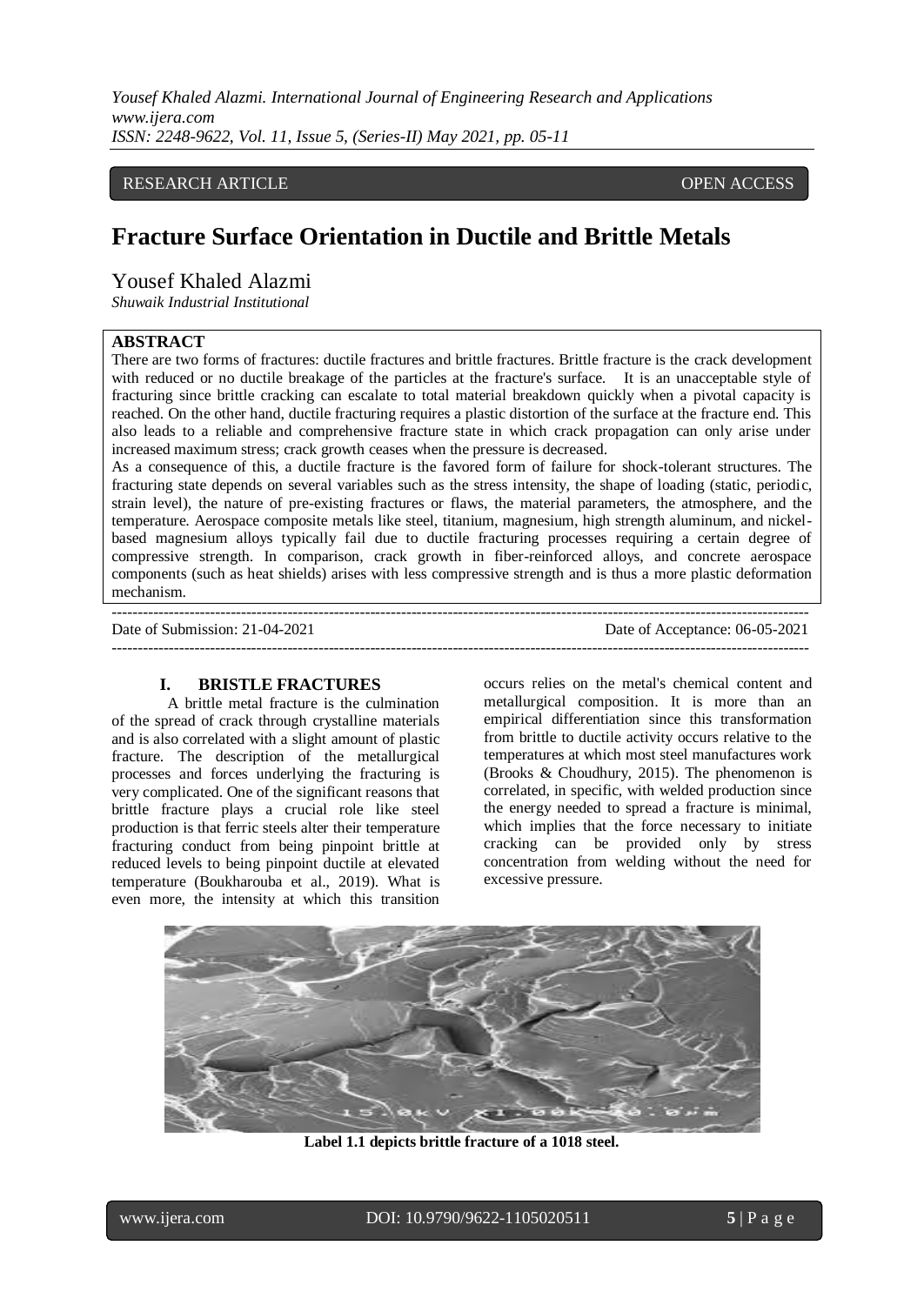RESEARCH ARTICLE OPEN ACCESS

# Fracture Surface Orientation in Ductile and Brittle Metals

Yousef Khaled Alazmi

*Shuwaik Industrial Institutional*

## ABSTRACT

There are two forms of fractures: ductile fractures and brittle fractures. Brittle fracture is the crack development with reduced or no ductile breakage of the particles at the fracture's surface. It is an unacceptable style of fracturing since brittle cracking can escalate to total material breakdown quickly when a pivotal capacity is reached. On the other hand, ductile fracturing requires a plastic distortion of the surface at the fracture end. This also leads to a reliable and comprehensive fracture state in which crack propagation can only arise under increased maximum stress; crack growth ceases when the pressure is decreased.

As a consequence of this, a ductile fracture is the favored form of failure for shock-tolerant structures. The fracturing state depends on several variables such as the stress intensity, the shape of loading (static, periodic, strain level), the nature of pre-existing fractures or flaws, the material parameters, the atmosphere, and the temperature. Aerospace composite metals like steel, titanium, magnesium, high strength aluminum, and nickel-based magnesium alloys typically fail due to ductile fracturing processes requiring a certain degree of compressive strength. In comparison, crack growth in fiber-reinforced alloys, and concrete aerospace components (such as heat shields) arises with less compressive strength and is thus a more plastic deformation mechanism.

Date of Submission: 21-04-2021 Date of Acceptance: 06-05-2021

## I. BRISTLE FRACTURES

A brittle metal fracture is the culmination of the spread of crack through crystalline materials and is also correlated with a slight amount of plastic fracture. The description of the metallurgical processes and forces underlying the fracturing is very complicated. One of the significant reasons that brittle fracture plays a crucial role like steel production is that ferric steels alter their temperature fracturing conduct from being pinpoint brittle at reduced levels to being pinpoint ductile at elevated temperature (Boukharouba et al., 2019). What is even more, the intensity at which this transition occurs relies on the metal's chemical content and metallurgical composition. It is more than an empirical differentiation since this transformation from brittle to ductile activity occurs relative to the temperatures at which most steel manufactures work (Brooks & Choudhury, 2015). The phenomenon is correlated, in specific, with welded production since the energy needed to spread a fracture is minimal, which implies that the force necessary to initiate cracking can be provided only by stress concentration from welding without the need for excessive pressure.

**Label 1.1 depicts brittle fracture of a 1018 steel.**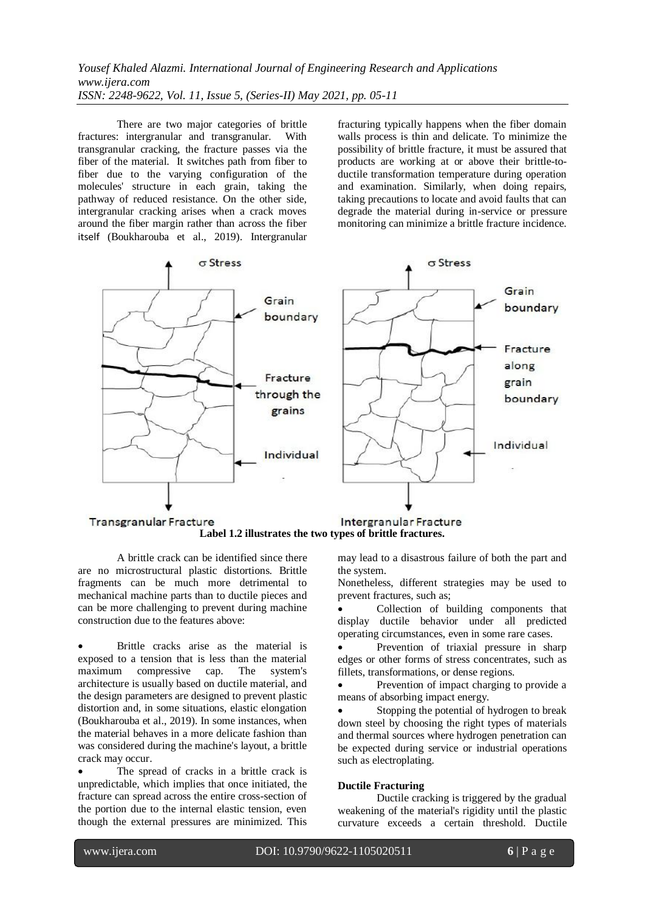There are two major categories of brittle fractures: intergranular and transgranular. With transgranular cracking, the fracture passes via the fiber of the material. It switches path from fiber to fiber due to the varying configuration of the molecules' structure in each grain, taking the pathway of reduced resistance. On the other side, intergranular cracking arises when a crack moves around the fiber margin rather than across the fiber itself (Boukharouba et al., 2019). Intergranular fracturing typically happens when the fiber domain walls process is thin and delicate. To minimize the possibility of brittle fracture, it must be assured that products are working at or above their brittle-to-ductile transformation temperature during operation and examination. Similarly, when doing repairs, taking precautions to locate and avoid faults that can degrade the material during in-service or pressure monitoring can minimize a brittle fracture incidence.

**Label 1.2 illustrates the two types of brittle fractures.**

A brittle crack can be identified since there are no microstructural plastic distortions. Brittle fragments can be much more detrimental to mechanical machine parts than to ductile pieces and can be more challenging to prevent during machine construction due to the features above:

- Brittle cracks arise as the material is exposed to a tension that is less than the material maximum compressive cap. The system's architecture is usually based on ductile material, and the design parameters are designed to prevent plastic distortion and, in some situations, elastic elongation (Boukharouba et al., 2019). In some instances, when the material behaves in a more delicate fashion than was considered during the machine's layout, a brittle crack may occur.
- The spread of cracks in a brittle crack is unpredictable, which implies that once initiated, the fracture can spread across the entire cross-section of the portion due to the internal elastic tension, even though the external pressures are minimized. This may lead to a disastrous failure of both the part and the system.

Nonetheless, different strategies may be used to prevent fractures, such as;

- Collection of building components that display ductile behavior under all predicted operating circumstances, even in some rare cases.
- Prevention of triaxial pressure in sharp edges or other forms of stress concentrates, such as fillets, transformations, or dense regions.
- Prevention of impact charging to provide a means of absorbing impact energy.
- Stopping the potential of hydrogen to break down steel by choosing the right types of materials and thermal sources where hydrogen penetration can be expected during service or industrial operations such as electroplating.

**Ductile Fracturing**

Ductile cracking is triggered by the gradual weakening of the material's rigidity until the plastic curvature exceeds a certain threshold. Ductile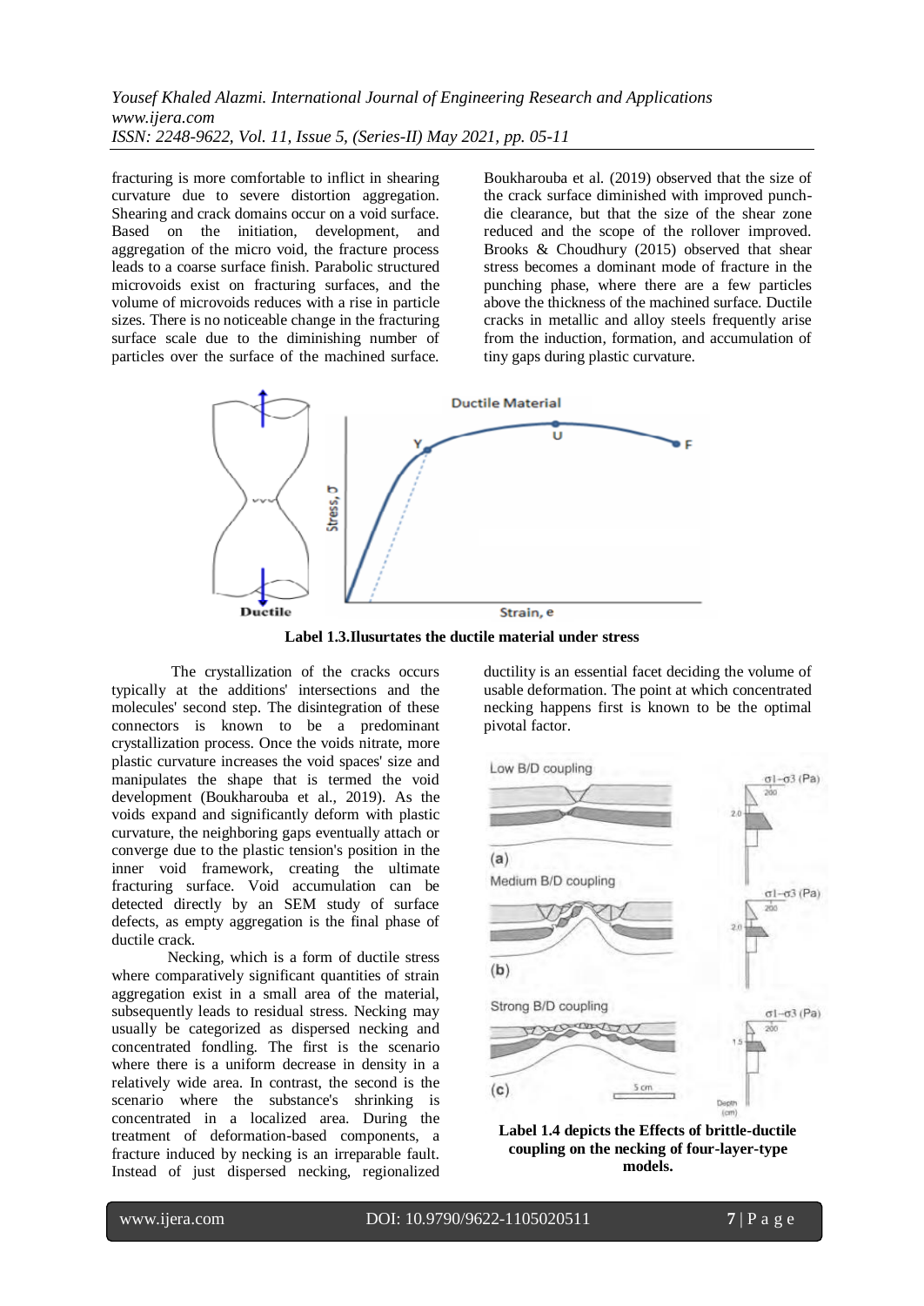fracturing is more comfortable to inflict in shearing curvature due to severe distortion aggregation. Shearing and crack domains occur on a void surface. Based on the initiation, development, and aggregation of the micro void, the fracture process leads to a coarse surface finish. Parabolic structured microvoids exist on fracturing surfaces, and the volume of microvoids reduces with a rise in particle sizes. There is no noticeable change in the fracturing surface scale due to the diminishing number of particles over the surface of the machined surface. Boukharouba et al. (2019) observed that the size of the crack surface diminished with improved punch-die clearance, but that the size of the shear zone reduced and the scope of the rollover improved. Brooks & Choudhury (2015) observed that shear stress becomes a dominant mode of fracture in the punching phase, where there are a few particles above the thickness of the machined surface. Ductile cracks in metallic and alloy steels frequently arise from the induction, formation, and accumulation of tiny gaps during plastic curvature.

**Label 1.3.Ilusurtates the ductile material under stress**

The crystallization of the cracks occurs typically at the additions' intersections and the molecules' second step. The disintegration of these connectors is known to be a predominant crystallization process. Once the voids nitrate, more plastic curvature increases the void spaces' size and manipulates the shape that is termed the void development (Boukharouba et al., 2019). As the voids expand and significantly deform with plastic curvature, the neighboring gaps eventually attach or converge due to the plastic tension's position in the inner void framework, creating the ultimate fracturing surface. Void accumulation can be detected directly by an SEM study of surface defects, as empty aggregation is the final phase of ductile crack.

Necking, which is a form of ductile stress where comparatively significant quantities of strain aggregation exist in a small area of the material, subsequently leads to residual stress. Necking may usually be categorized as dispersed necking and concentrated fondling. The first is the scenario where there is a uniform decrease in density in a relatively wide area. In contrast, the second is the scenario where the substance's shrinking is concentrated in a localized area. During the treatment of deformation-based components, a fracture induced by necking is an irreparable fault. Instead of just dispersed necking, regionalized ductility is an essential facet deciding the volume of usable deformation. The point at which concentrated necking happens first is known to be the optimal pivotal factor.

**Label 1.4 depicts the Effects of brittle-ductile coupling on the necking of four-layer-type models.**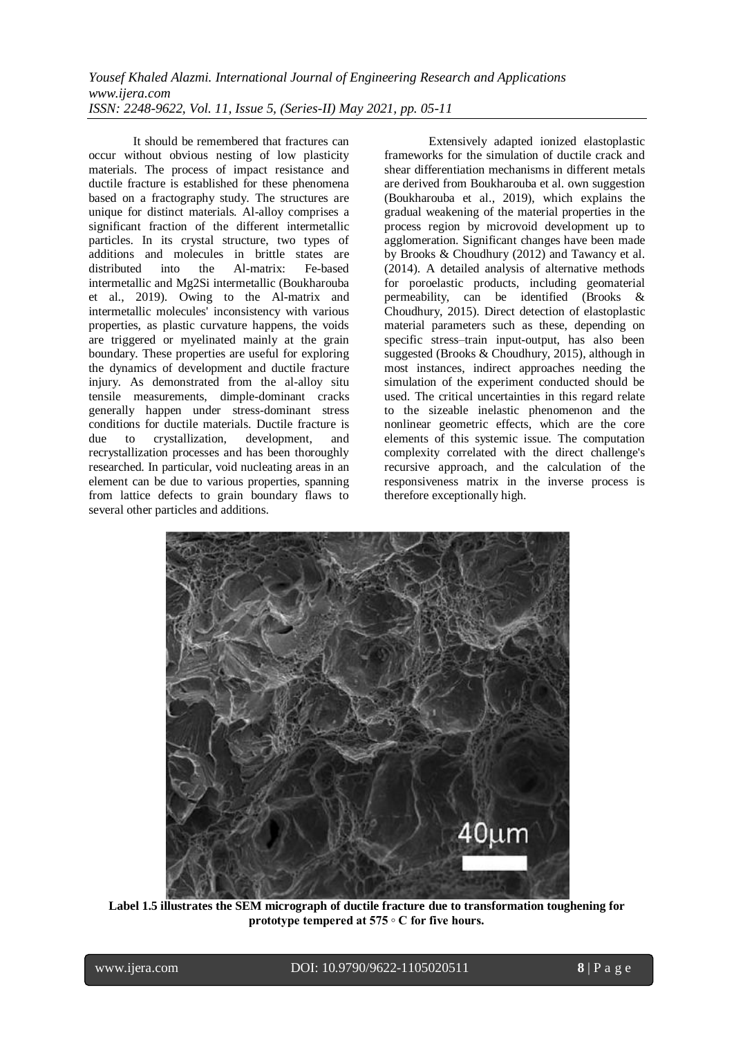It should be remembered that fractures can occur without obvious nesting of low plasticity materials. The process of impact resistance and ductile fracture is established for these phenomena based on a fractography study. The structures are unique for distinct materials. Al-alloy comprises a significant fraction of the different intermetallic particles. In its crystal structure, two types of additions and molecules in brittle states are distributed into the Al-matrix: Fe-based intermetallic and $Mg_2Si$ intermetallic (Boukharouba et al., 2019). Owing to the Al-matrix and intermetallic molecules' inconsistency with various properties, as plastic curvature happens, the voids are triggered or myelinated mainly at the grain boundary. These properties are useful for exploring the dynamics of development and ductile fracture injury. As demonstrated from the al-alloy situ tensile measurements, dimple-dominant cracks generally happen under stress-dominant stress conditions for ductile materials. Ductile fracture is due to crystallization, development, and recrystallization processes and has been thoroughly researched. In particular, void nucleating areas in an element can be due to various properties, spanning from lattice defects to grain boundary flaws to several other particles and additions.

Extensively adapted ionized elastoplastic frameworks for the simulation of ductile crack and shear differentiation mechanisms in different metals are derived from Boukharouba et al. own suggestion (Boukharouba et al., 2019), which explains the gradual weakening of the material properties in the process region by microvoid development up to agglomeration. Significant changes have been made by Brooks & Choudhury (2012) and Tawancy et al. (2014). A detailed analysis of alternative methods for poroelastic products, including geomaterial permeability, can be identified (Brooks & Choudhury, 2015). Direct detection of elastoplastic material parameters such as these, depending on specific stress–train input-output, has also been suggested (Brooks & Choudhury, 2015), although in most instances, indirect approaches needing the simulation of the experiment conducted should be used. The critical uncertainties in this regard relate to the sizeable inelastic phenomenon and the nonlinear geometric effects, which are the core elements of this systemic issue. The computation complexity correlated with the direct challenge's recursive approach, and the calculation of the responsiveness matrix in the inverse process is therefore exceptionally high.

**Label 1.5 illustrates the SEM micrograph of ductile fracture due to transformation toughening for prototype tempered at 575 ◦ C for five hours.**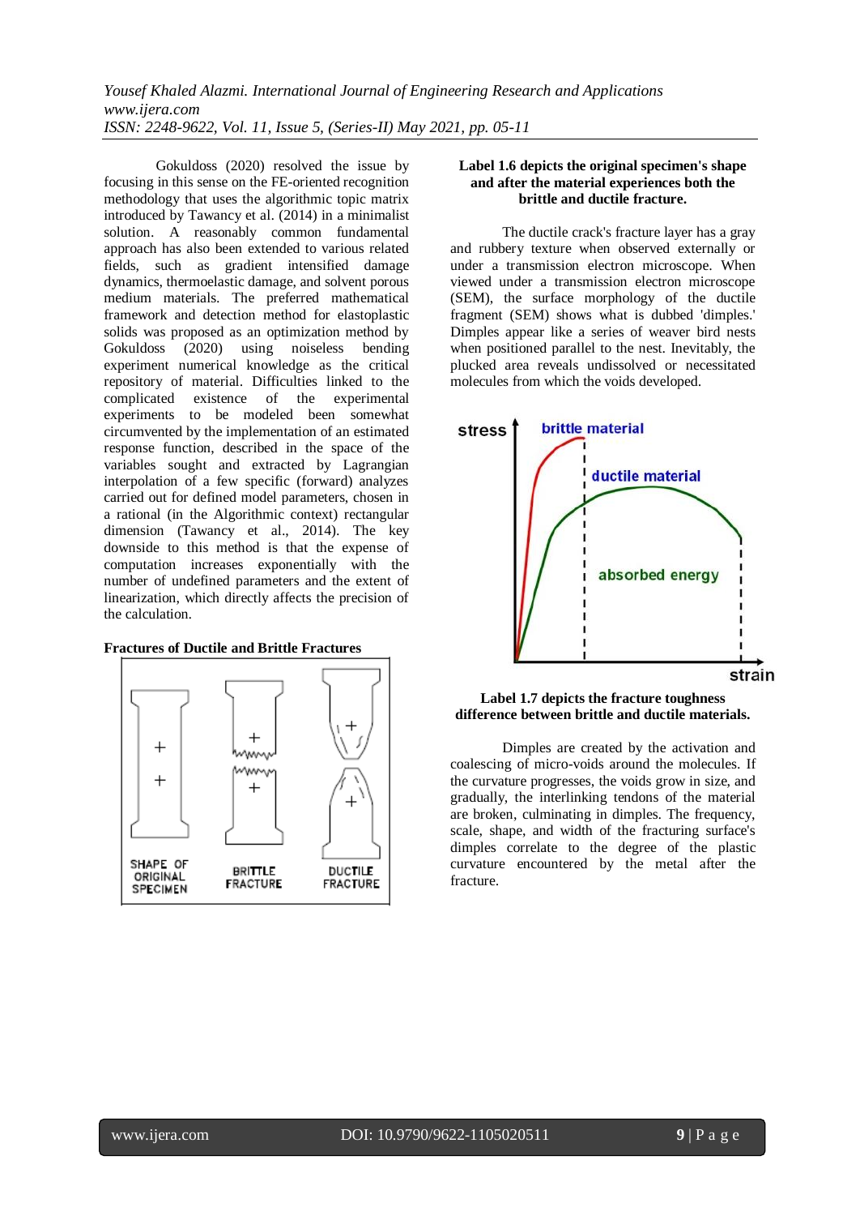Gokuldoss (2020) resolved the issue by focusing in this sense on the FE-oriented recognition methodology that uses the algorithmic topic matrix introduced by Tawancy et al. (2014) in a minimalist solution. A reasonably common fundamental approach has also been extended to various related fields, such as gradient intensified damage dynamics, thermoelastic damage, and solvent porous medium materials. The preferred mathematical framework and detection method for elastoplastic solids was proposed as an optimization method by Gokuldoss (2020) using noiseless bending experiment numerical knowledge as the critical repository of material. Difficulties linked to the complicated existence of the experimental experiments to be modeled been somewhat circumvented by the implementation of an estimated response function, described in the space of the variables sought and extracted by Lagrangian interpolation of a few specific (forward) analyzes carried out for defined model parameters, chosen in a rational (in the Algorithmic context) rectangular dimension (Tawancy et al., 2014). The key downside to this method is that the expense of computation increases exponentially with the number of undefined parameters and the extent of linearization, which directly affects the precision of the calculation.

**Fractures of Ductile and Brittle Fractures**

**Label 1.6 depicts the original specimen's shape and after the material experiences both the brittle and ductile fracture.**

The ductile crack's fracture layer has a gray and rubbery texture when observed externally or under a transmission electron microscope. When viewed under a transmission electron microscope (SEM), the surface morphology of the ductile fragment (SEM) shows what is dubbed 'dimples.' Dimples appear like a series of weaver bird nests when positioned parallel to the nest. Inevitably, the plucked area reveals undissolved or necessitated molecules from which the voids developed.

**Label 1.7 depicts the fracture toughness difference between brittle and ductile materials.**

Dimples are created by the activation and coalescing of micro-voids around the molecules. If the curvature progresses, the voids grow in size, and gradually, the interlinking tendons of the material are broken, culminating in dimples. The frequency, scale, shape, and width of the fracturing surface's dimples correlate to the degree of the plastic curvature encountered by the metal after the fracture.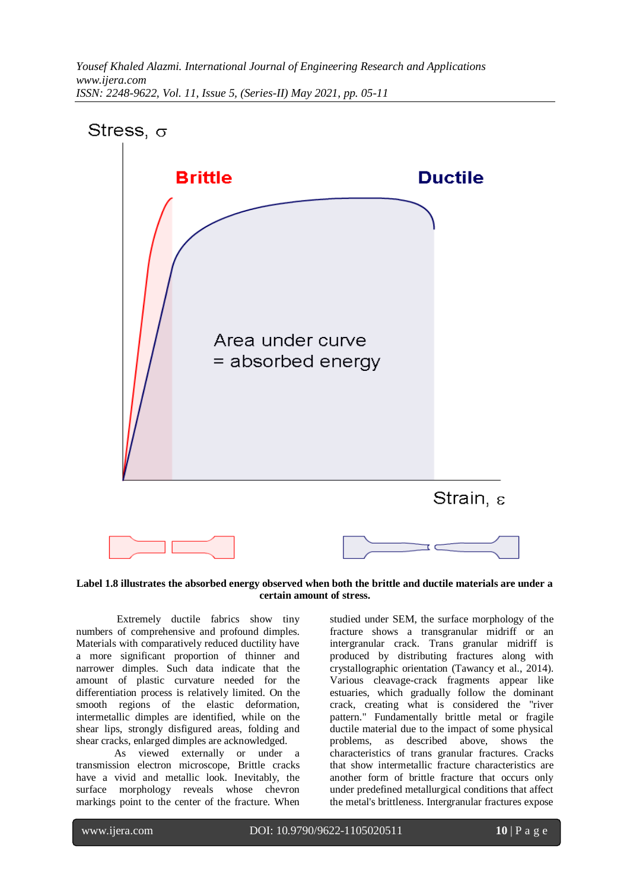**Label 1.8 illustrates the absorbed energy observed when both the brittle and ductile materials are under a certain amount of stress.**

Extremely ductile fabrics show tiny numbers of comprehensive and profound dimples. Materials with comparatively reduced ductility have a more significant proportion of thinner and narrower dimples. Such data indicate that the amount of plastic curvature needed for the differentiation process is relatively limited. On the smooth regions of the elastic deformation, intermetallic dimples are identified, while on the shear lips, strongly disfigured areas, folding and shear cracks, enlarged dimples are acknowledged.

As viewed externally or under a transmission electron microscope, Brittle cracks have a vivid and metallic look. Inevitably, the surface morphology reveals whose chevron markings point to the center of the fracture. When studied under SEM, the surface morphology of the fracture shows a transgranular midriff or an intergranular crack. Trans granular midriff is produced by distributing fractures along with crystallographic orientation (Tawancy et al., 2014). Various cleavage-crack fragments appear like estuaries, which gradually follow the dominant crack, creating what is considered the "river pattern." Fundamentally brittle metal or fragile ductile material due to the impact of some physical problems, as described above, shows the characteristics of trans granular fractures. Cracks that show intermetallic fracture characteristics are another form of brittle fracture that occurs only under predefined metallurgical conditions that affect the metal's brittleness. Intergranular fractures expose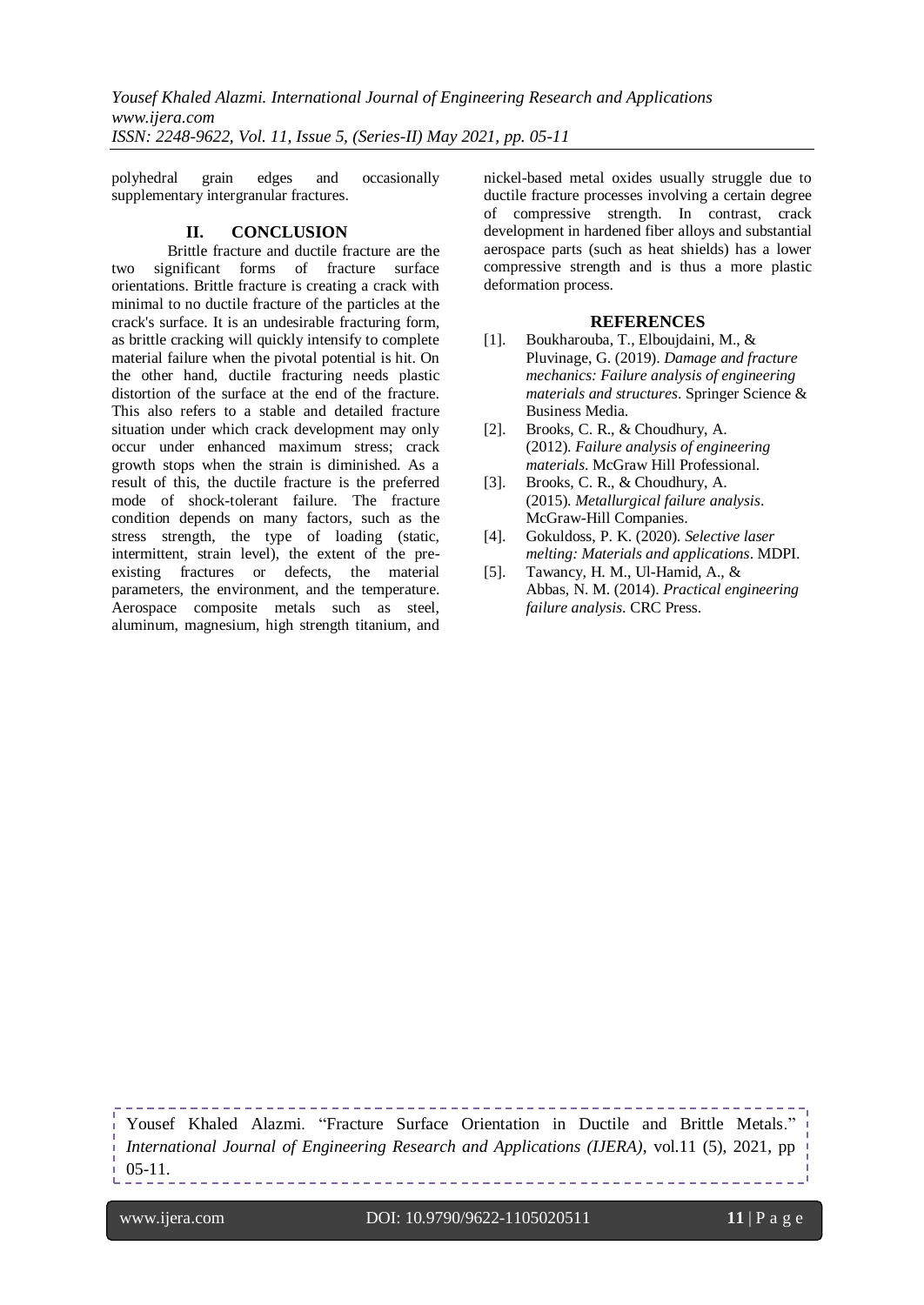polyhedral grain edges and occasionally supplementary intergranular fractures.

## II. CONCLUSION

Brittle fracture and ductile fracture are the two significant forms of fracture surface orientations. Brittle fracture is creating a crack with minimal to no ductile fracture of the particles at the crack's surface. It is an undesirable fracturing form, as brittle cracking will quickly intensify to complete material failure when the pivotal potential is hit. On the other hand, ductile fracturing needs plastic distortion of the surface at the end of the fracture. This also refers to a stable and detailed fracture situation under which crack development may only occur under enhanced maximum stress; crack growth stops when the strain is diminished. As a result of this, the ductile fracture is the preferred mode of shock-tolerant failure. The fracture condition depends on many factors, such as the stress strength, the type of loading (static, intermittent, strain level), the extent of the pre-existing fractures or defects, the material parameters, the environment, and the temperature. Aerospace composite metals such as steel, aluminum, magnesium, high strength titanium, and nickel-based metal oxides usually struggle due to ductile fracture processes involving a certain degree of compressive strength. In contrast, crack development in hardened fiber alloys and substantial aerospace parts (such as heat shields) has a lower compressive strength and is thus a more plastic deformation process.

## REFERENCES

[1]. Boukharouba, T., Elboujdaini, M., & Pluvinage, G. (2019). *Damage and fracture mechanics: Failure analysis of engineering materials and structures*. Springer Science & Business Media.

[2]. Brooks, C. R., & Choudhury, A. (2012). *Failure analysis of engineering materials*. McGraw Hill Professional.

[3]. Brooks, C. R., & Choudhury, A. (2015). *Metallurgical failure analysis*. McGraw-Hill Companies.

[4]. Gokuldoss, P. K. (2020). *Selective laser melting: Materials and applications*. MDPI.

[5]. Tawancy, H. M., Ul-Hamid, A., & Abbas, N. M. (2014). *Practical engineering failure analysis*. CRC Press.

Yousef Khaled Alazmi. "Fracture Surface Orientation in Ductile and Brittle Metals." *International Journal of Engineering Research and Applications (IJERA)*, vol.11 (5), 2021, pp 05-11.